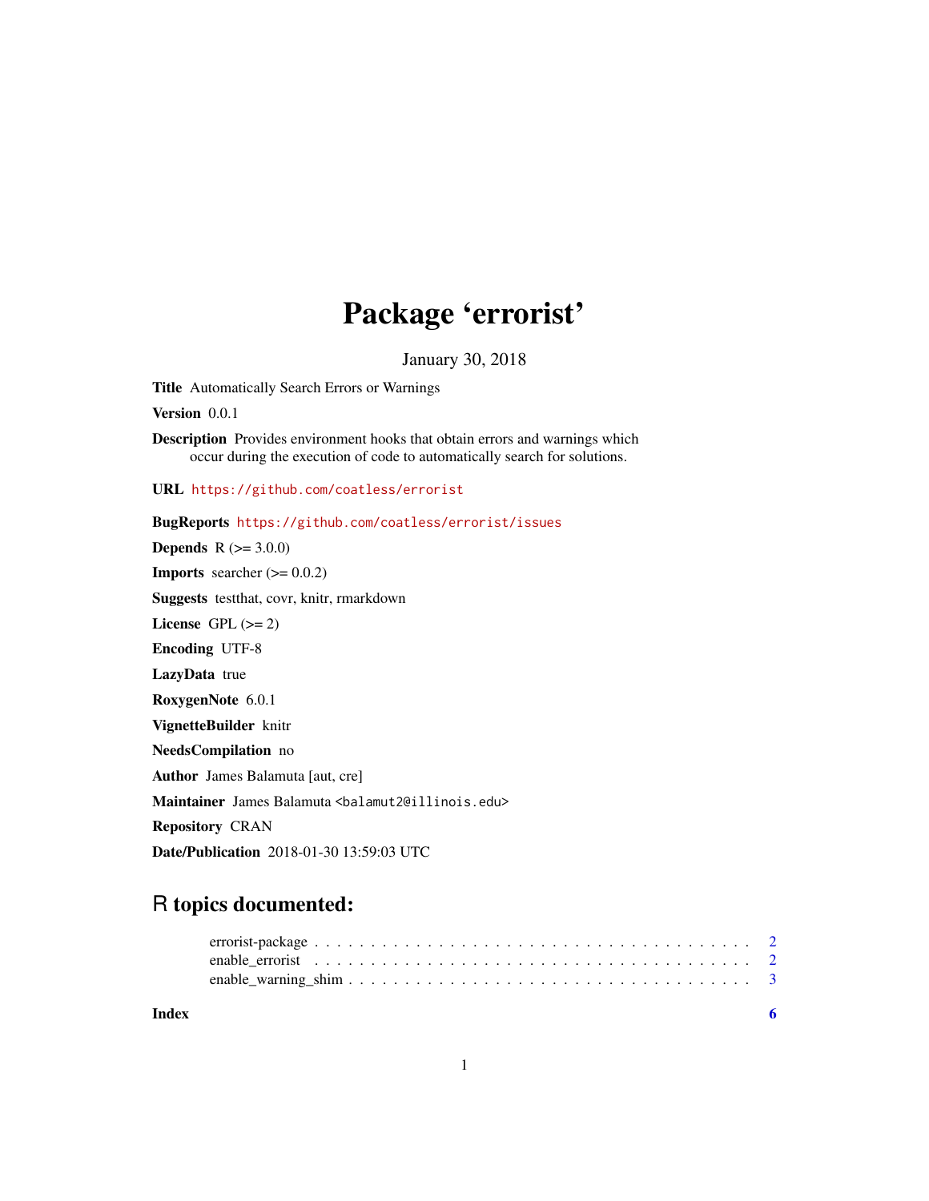# Package 'errorist'

January 30, 2018

**Title** Automatically Search Errors or Warnings

**Version** 0.0.1

**Description** Provides environment hooks that obtain errors and warnings which occur during the execution of code to automatically search for solutions.

**URL** https://github.com/coatless/errorist

**BugReports** https://github.com/coatless/errorist/issues

**Depends** R (>= 3.0.0)

**Imports** searcher (>= 0.0.2)

**Suggests** testthat, covr, knitr, rmarkdown

**License** GPL (>= 2)

**Encoding** UTF-8

**LazyData** true

**RoxygenNote** 6.0.1

**VignetteBuilder** knitr

**NeedsCompilation** no

**Author** James Balamuta [aut, cre]

**Maintainer** James Balamuta <balamut2@illinois.edu>

**Repository** CRAN

**Date/Publication** 2018-01-30 13:59:03 UTC

## R topics documented:

- errorist-package . . . . . . . . . . 2
- enable_errorist . . . . . . . . . . 2
- enable_warning_shim . . . . . . . . . . 3

**Index** 6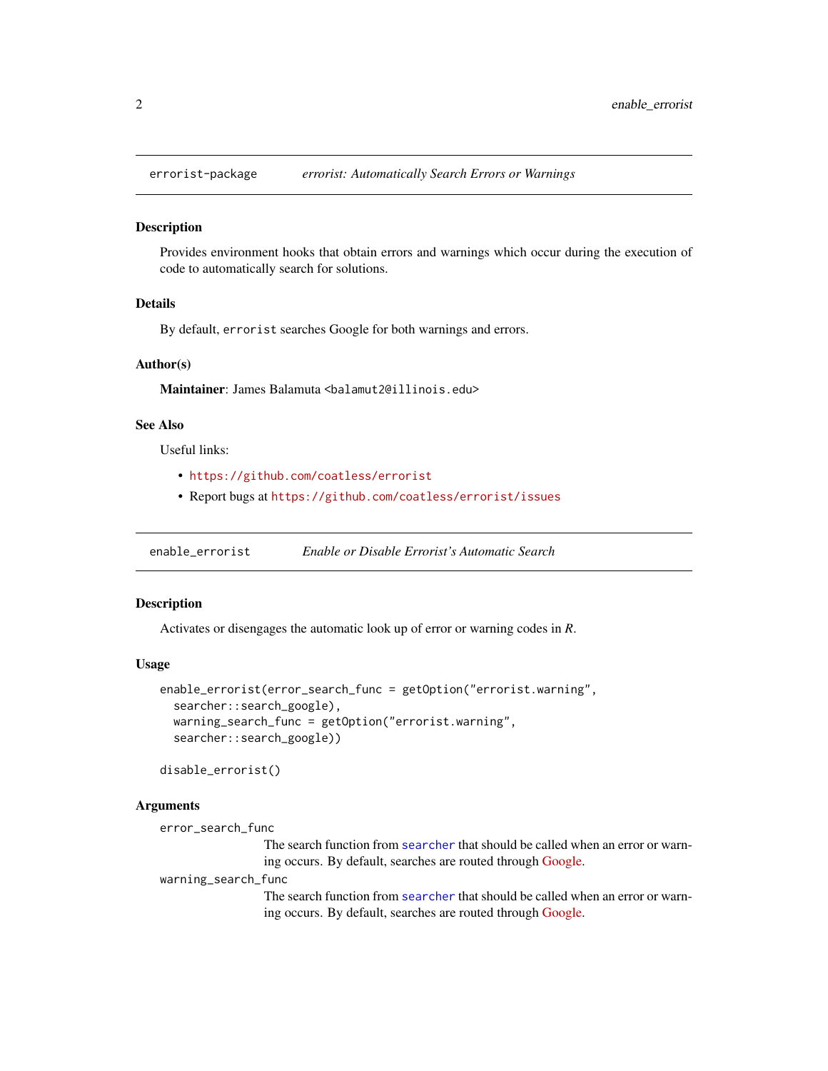## errorist-package *errorist: Automatically Search Errors or Warnings*

### Description

Provides environment hooks that obtain errors and warnings which occur during the execution of code to automatically search for solutions.

### Details

By default, `errorist` searches Google for both warnings and errors.

### Author(s)

**Maintainer**: James Balamuta <balamut2@illinois.edu>

### See Also

Useful links:

- https://github.com/coatless/errorist
- Report bugs at https://github.com/coatless/errorist/issues

## enable_errorist *Enable or Disable Errorist's Automatic Search*

### Description

Activates or disengages the automatic look up of error or warning codes in *R*.

### Usage

```
enable_errorist(error_search_func = getOption("errorist.warning",
  searcher::search_google),
  warning_search_func = getOption("errorist.warning",
  searcher::search_google))

disable_errorist()
```

### Arguments

`error_search_func`
: The search function from `searcher` that should be called when an error or warning occurs. By default, searches are routed through Google.

`warning_search_func`
: The search function from `searcher` that should be called when an error or warning occurs. By default, searches are routed through Google.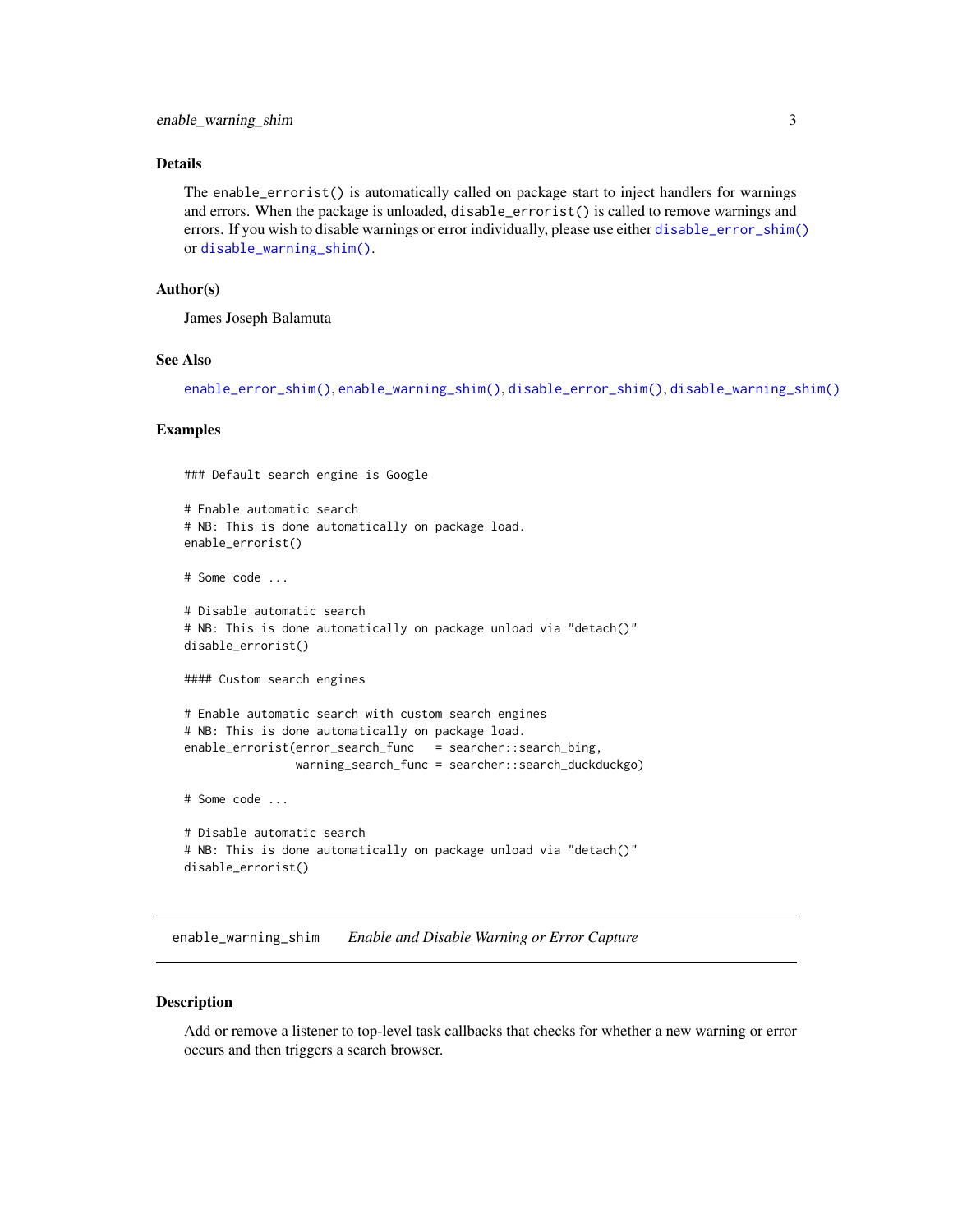### Details

The `enable_errorist()` is automatically called on package start to inject handlers for warnings and errors. When the package is unloaded, `disable_errorist()` is called to remove warnings and errors. If you wish to disable warnings or error individually, please use either `disable_error_shim()` or `disable_warning_shim()`.

### Author(s)

James Joseph Balamuta

### See Also

`enable_error_shim()`, `enable_warning_shim()`, `disable_error_shim()`, `disable_warning_shim()`

### Examples

```
### Default search engine is Google

# Enable automatic search
# NB: This is done automatically on package load.
enable_errorist()

# Some code ...

# Disable automatic search
# NB: This is done automatically on package unload via "detach()"
disable_errorist()

#### Custom search engines

# Enable automatic search with custom search engines
# NB: This is done automatically on package load.
enable_errorist(error_search_func   = searcher::search_bing,
                warning_search_func = searcher::search_duckduckgo)

# Some code ...

# Disable automatic search
# NB: This is done automatically on package unload via "detach()"
disable_errorist()
```

---

## enable_warning_shim — *Enable and Disable Warning or Error Capture*

---

### Description

Add or remove a listener to top-level task callbacks that checks for whether a new warning or error occurs and then triggers a search browser.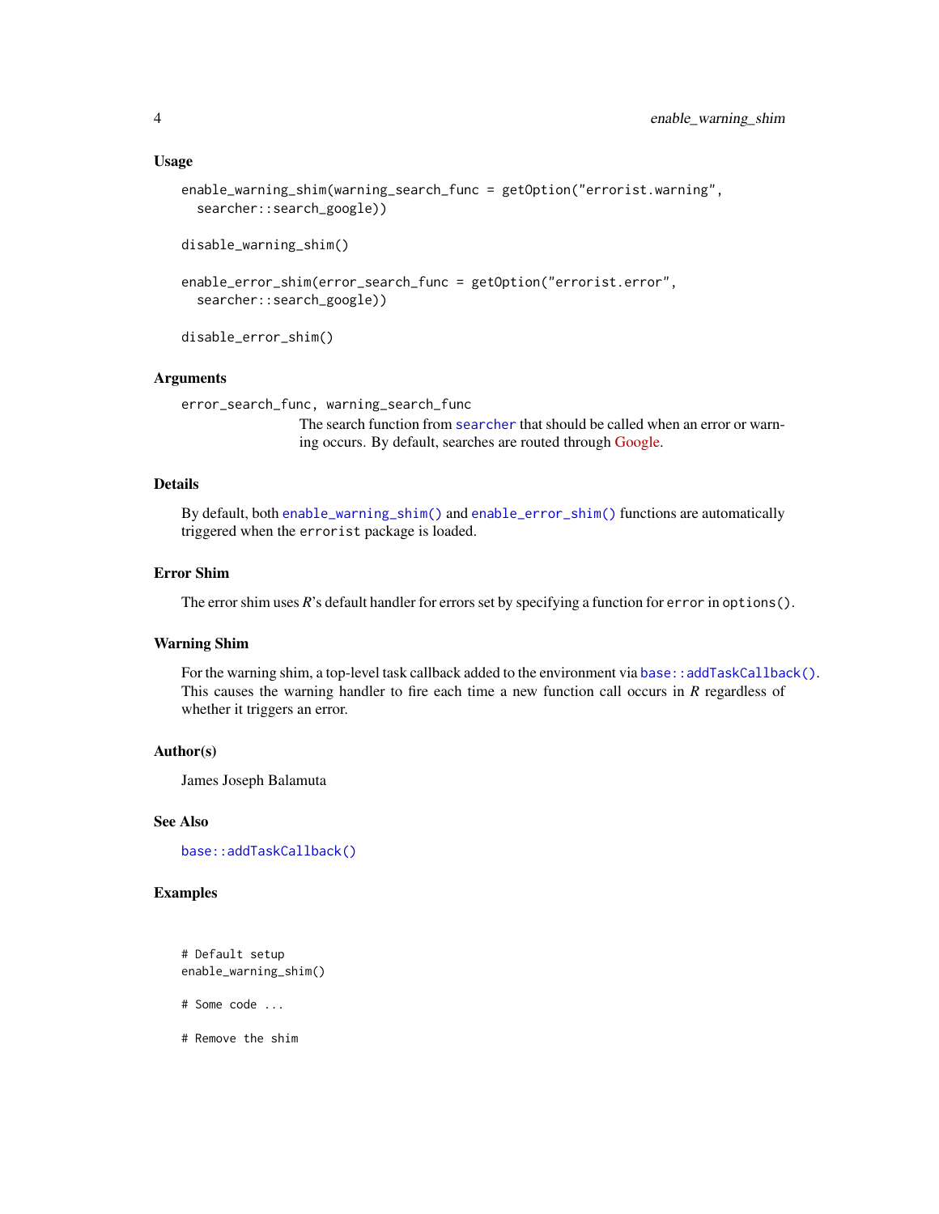## Usage

```
enable_warning_shim(warning_search_func = getOption("errorist.warning",
  searcher::search_google))

disable_warning_shim()

enable_error_shim(error_search_func = getOption("errorist.error",
  searcher::search_google))

disable_error_shim()
```

## Arguments

`error_search_func, warning_search_func`
: The search function from `searcher` that should be called when an error or warning occurs. By default, searches are routed through Google.

## Details

By default, both `enable_warning_shim()` and `enable_error_shim()` functions are automatically triggered when the `errorist` package is loaded.

## Error Shim

The error shim uses *R*'s default handler for errors set by specifying a function for `error` in `options()`.

## Warning Shim

For the warning shim, a top-level task callback added to the environment via `base::addTaskCallback()`. This causes the warning handler to fire each time a new function call occurs in *R* regardless of whether it triggers an error.

## Author(s)

James Joseph Balamuta

## See Also

`base::addTaskCallback()`

## Examples

```
# Default setup
enable_warning_shim()

# Some code ...

# Remove the shim
```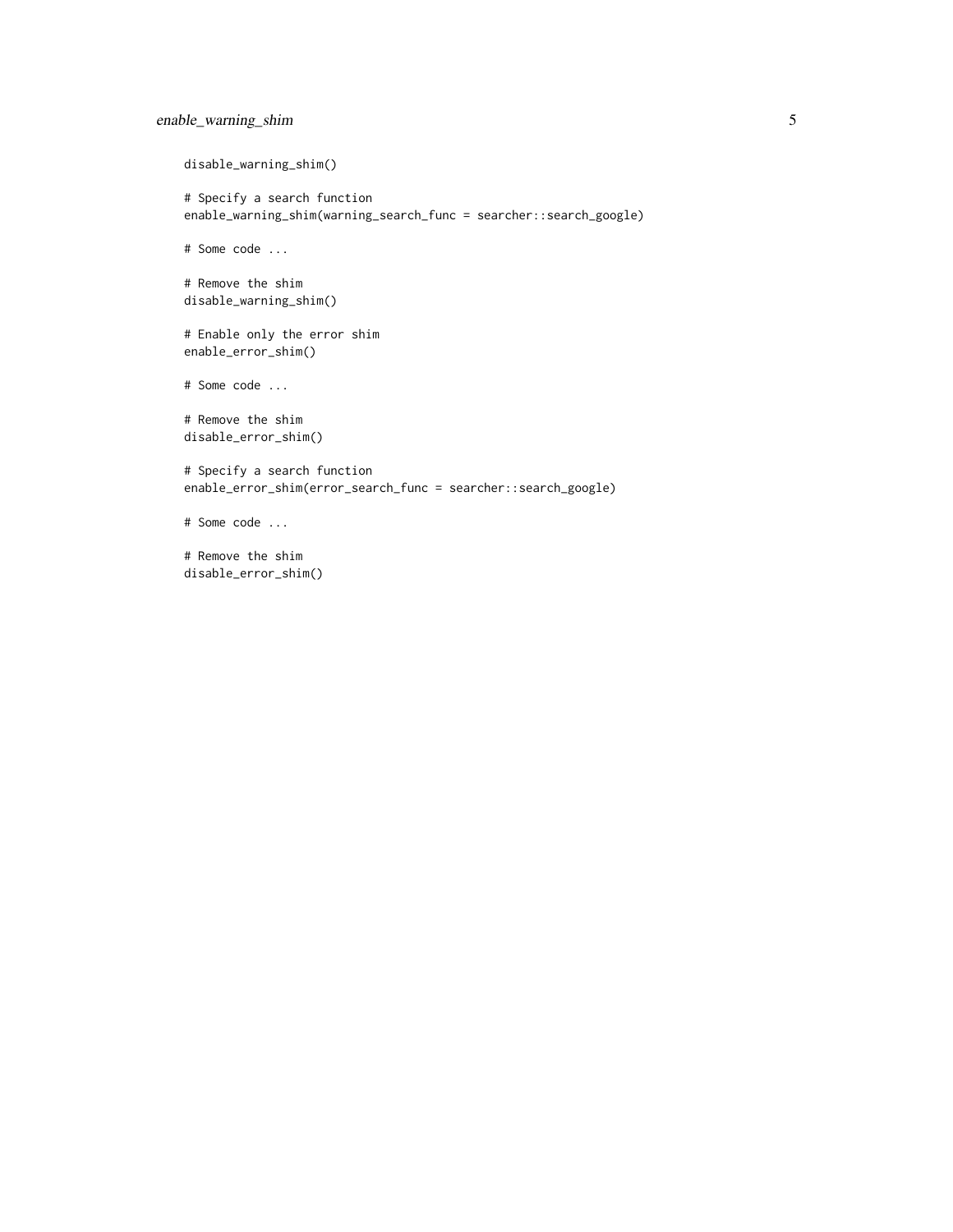```
disable_warning_shim()

# Specify a search function
enable_warning_shim(warning_search_func = searcher::search_google)

# Some code ...

# Remove the shim
disable_warning_shim()

# Enable only the error shim
enable_error_shim()

# Some code ...

# Remove the shim
disable_error_shim()

# Specify a search function
enable_error_shim(error_search_func = searcher::search_google)

# Some code ...

# Remove the shim
disable_error_shim()
```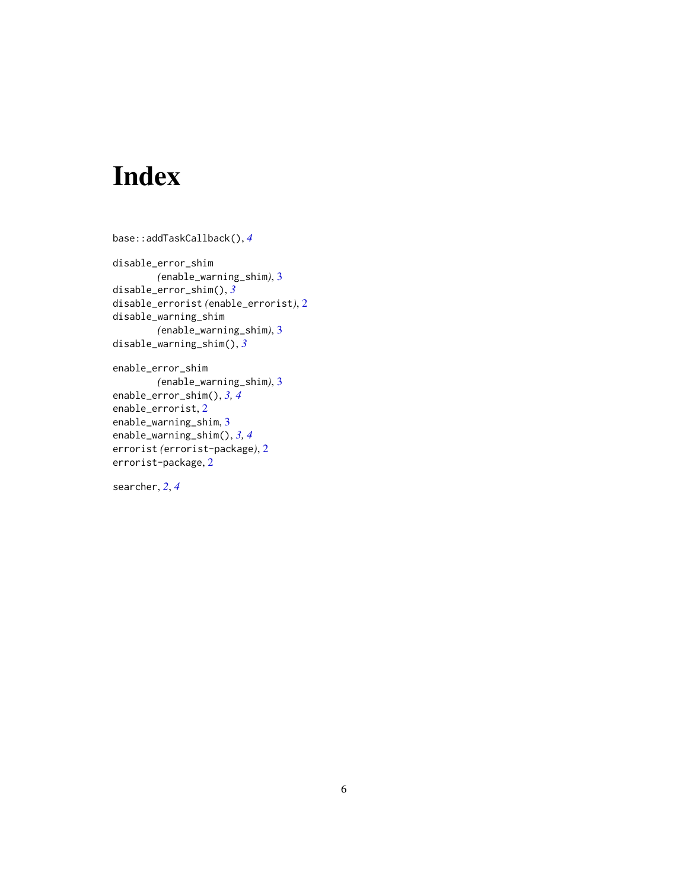# Index

base::addTaskCallback(), *4*

disable_error_shim (enable_warning_shim), 3
disable_error_shim(), *3*
disable_errorist (enable_errorist), 2
disable_warning_shim (enable_warning_shim), 3
disable_warning_shim(), *3*

enable_error_shim (enable_warning_shim), 3
enable_error_shim(), *3, 4*
enable_errorist, 2
enable_warning_shim, 3
enable_warning_shim(), *3, 4*
errorist (errorist-package), 2
errorist-package, 2

searcher, *2*, *4*